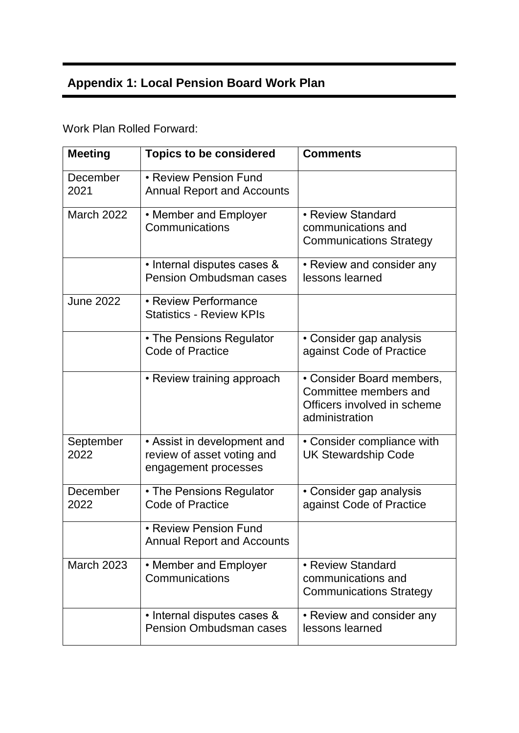## Appendix 1: Local Pension Board Work Plan

Work Plan Rolled Forward:

| Meeting | Topics to be considered | Comments |
|---|---|---|
| December 2021 | • Review Pension Fund Annual Report and Accounts | |
| March 2022 | • Member and Employer Communications | • Review Standard communications and Communications Strategy |
| | • Internal disputes cases & Pension Ombudsman cases | • Review and consider any lessons learned |
| June 2022 | • Review Performance Statistics - Review KPIs | |
| | • The Pensions Regulator Code of Practice | • Consider gap analysis against Code of Practice |
| | • Review training approach | • Consider Board members, Committee members and Officers involved in scheme administration |
| September 2022 | • Assist in development and review of asset voting and engagement processes | • Consider compliance with UK Stewardship Code |
| December 2022 | • The Pensions Regulator Code of Practice | • Consider gap analysis against Code of Practice |
| | • Review Pension Fund Annual Report and Accounts | |
| March 2023 | • Member and Employer Communications | • Review Standard communications and Communications Strategy |
| | • Internal disputes cases & Pension Ombudsman cases | • Review and consider any lessons learned |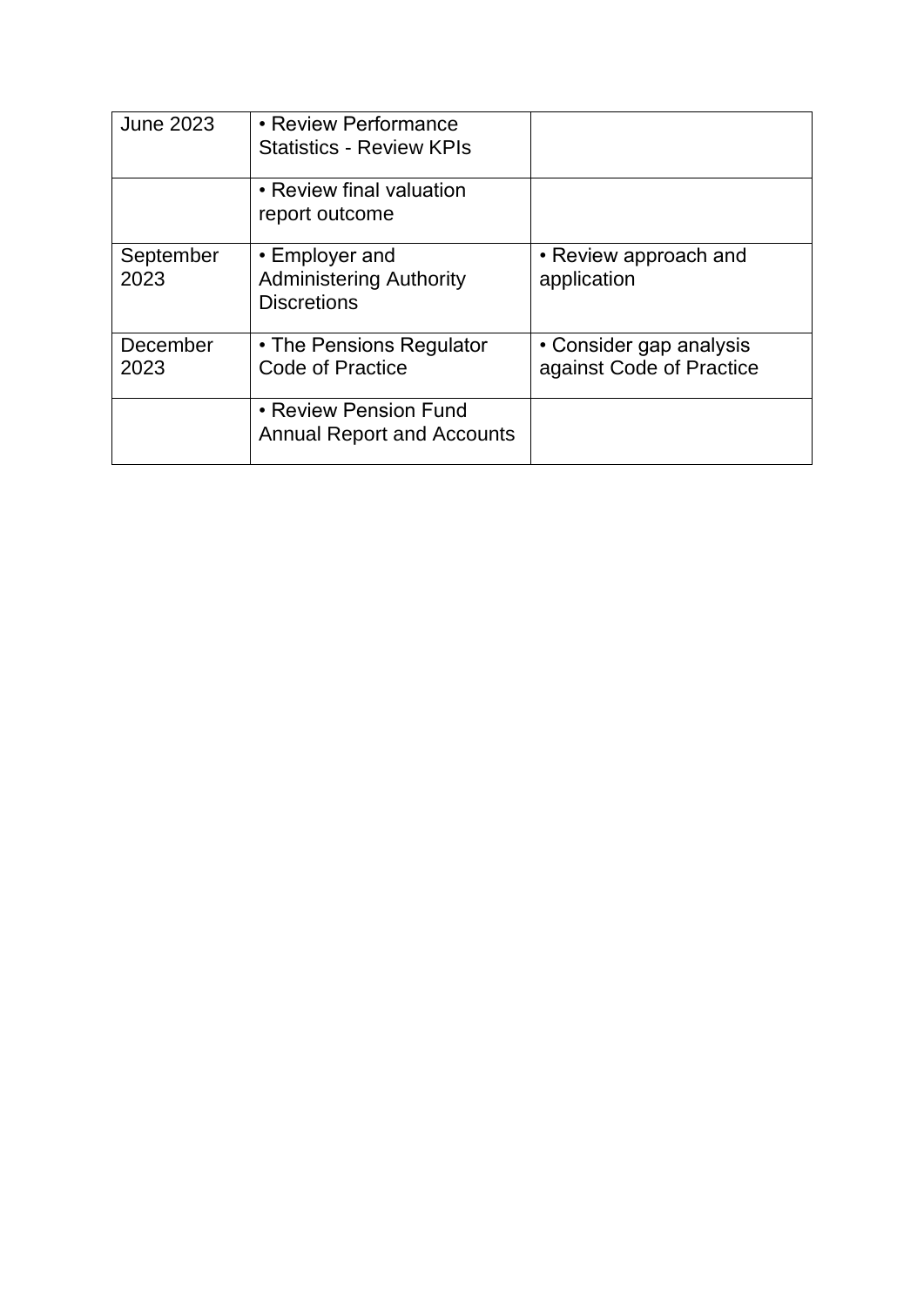| | | |
|---|---|---|
| June 2023 | • Review Performance Statistics - Review KPIs | |
| | • Review final valuation report outcome | |
| September 2023 | • Employer and Administering Authority Discretions | • Review approach and application |
| December 2023 | • The Pensions Regulator Code of Practice | • Consider gap analysis against Code of Practice |
| | • Review Pension Fund Annual Report and Accounts | |